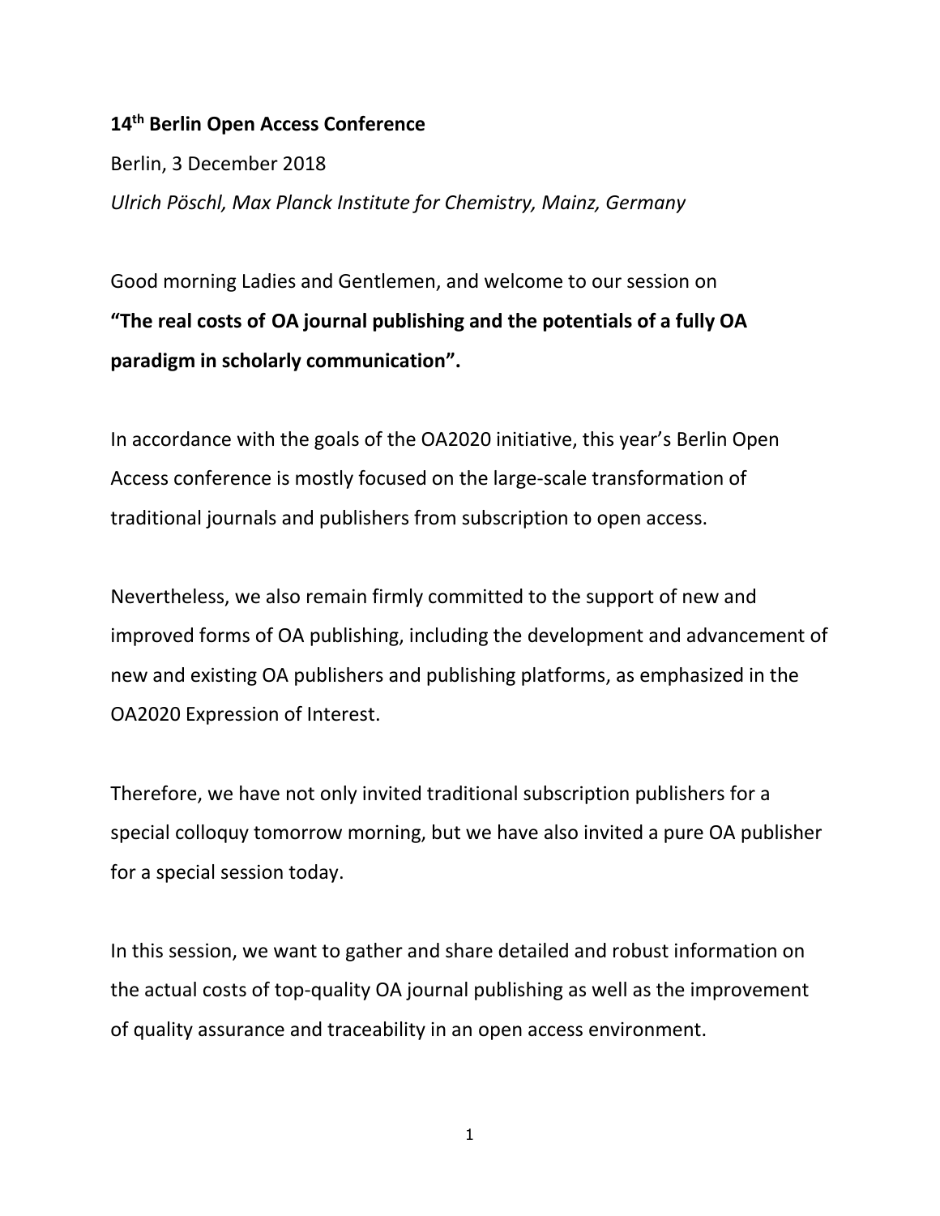**14th Berlin Open Access Conference**

Berlin, 3 December 2018

*Ulrich Pöschl, Max Planck Institute for Chemistry, Mainz, Germany*

Good morning Ladies and Gentlemen, and welcome to our session on **"The real costs of OA journal publishing and the potentials of a fully OA paradigm in scholarly communication".**

In accordance with the goals of the OA2020 initiative, this year's Berlin Open Access conference is mostly focused on the large-scale transformation of traditional journals and publishers from subscription to open access.

Nevertheless, we also remain firmly committed to the support of new and improved forms of OA publishing, including the development and advancement of new and existing OA publishers and publishing platforms, as emphasized in the OA2020 Expression of Interest.

Therefore, we have not only invited traditional subscription publishers for a special colloquy tomorrow morning, but we have also invited a pure OA publisher for a special session today.

In this session, we want to gather and share detailed and robust information on the actual costs of top-quality OA journal publishing as well as the improvement of quality assurance and traceability in an open access environment.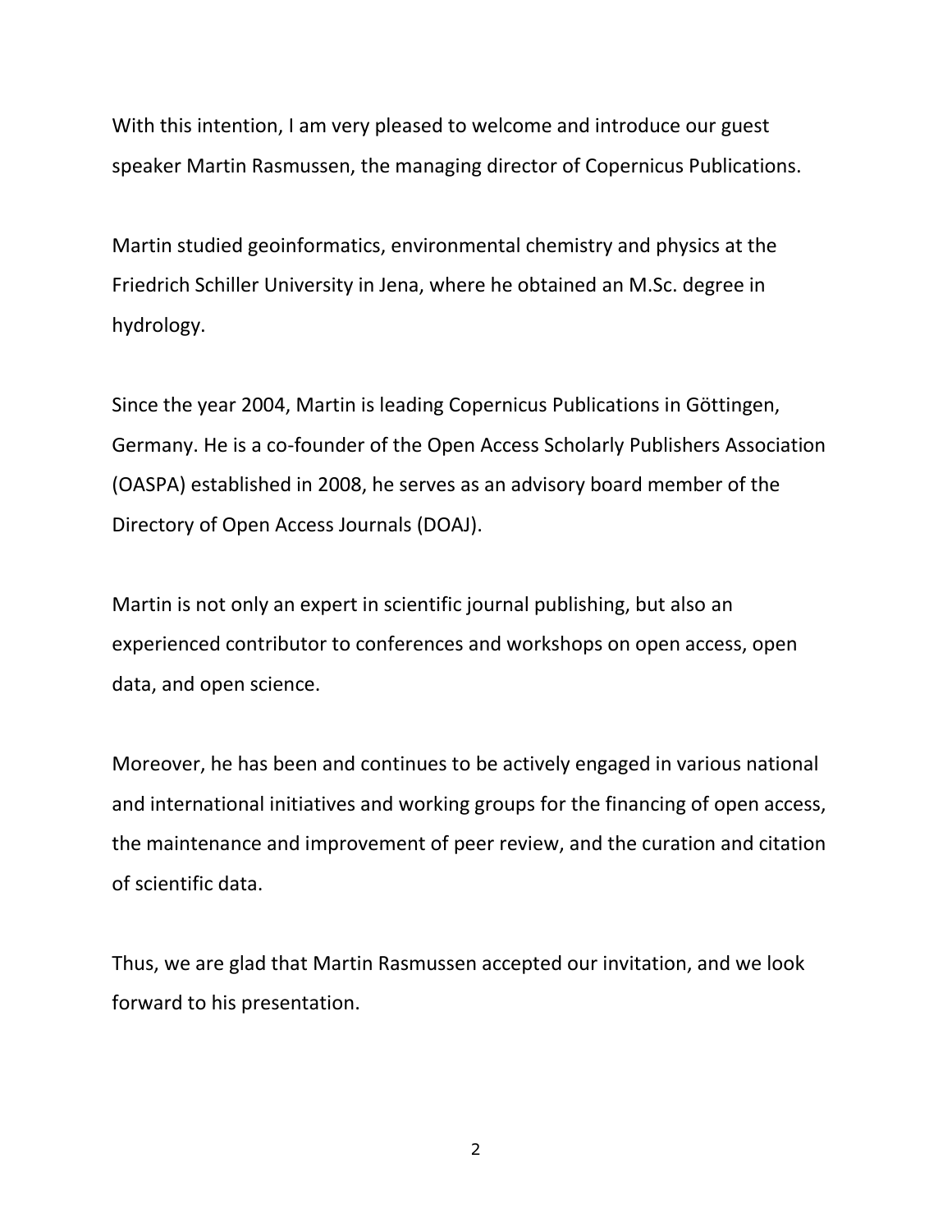With this intention, I am very pleased to welcome and introduce our guest speaker Martin Rasmussen, the managing director of Copernicus Publications.

Martin studied geoinformatics, environmental chemistry and physics at the Friedrich Schiller University in Jena, where he obtained an M.Sc. degree in hydrology.

Since the year 2004, Martin is leading Copernicus Publications in Göttingen, Germany. He is a co-founder of the Open Access Scholarly Publishers Association (OASPA) established in 2008, he serves as an advisory board member of the Directory of Open Access Journals (DOAJ).

Martin is not only an expert in scientific journal publishing, but also an experienced contributor to conferences and workshops on open access, open data, and open science.

Moreover, he has been and continues to be actively engaged in various national and international initiatives and working groups for the financing of open access, the maintenance and improvement of peer review, and the curation and citation of scientific data.

Thus, we are glad that Martin Rasmussen accepted our invitation, and we look forward to his presentation.